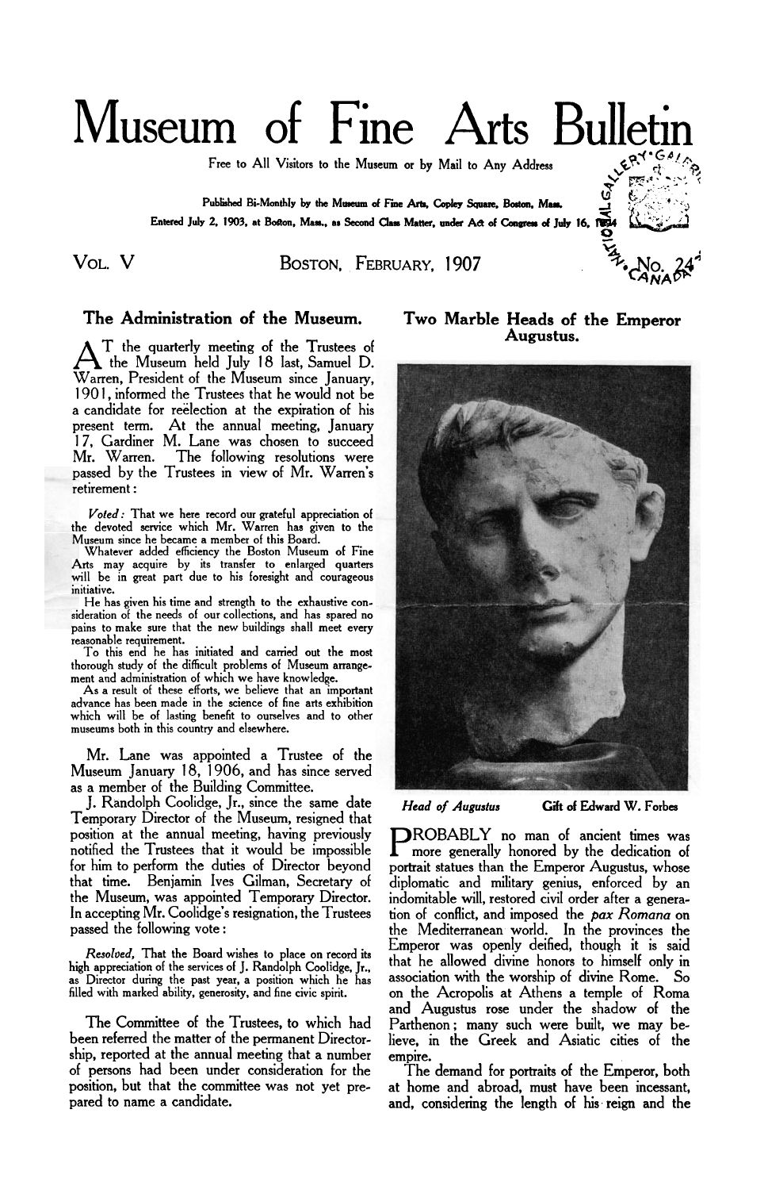# Museum of Fine Arts Bulletin

Free to All Visitors to the Museum or by Mail to Any Address

Published Bi-Monthly by the Museum of Fine Arts, Copley Square, Boston, Mass.

Entered July 2, 1903, at Boston, Mass., as Second Class Matter, under Act of Congress of July 16, 1894

Vol. V — Boston, February, 1907 — No. 24

## The Administration of the Museum.

At the quarterly meeting of the Trustees of the Museum held July 18 last, Samuel D. Warren, President of the Museum since January, 1901, informed the Trustees that he would not be a candidate for reëlection at the expiration of his present term. At the annual meeting, January 17, Gardiner M. Lane was chosen to succeed Mr. Warren. The following resolutions were passed by the Trustees in view of Mr. Warren's retirement:

*Voted:* That we here record our grateful appreciation of the devoted service which Mr. Warren has given to the Museum since he became a member of this Board.

Whatever added efficiency the Boston Museum of Fine Arts may acquire by its transfer to enlarged quarters will be in great part due to his foresight and courageous initiative.

He has given his time and strength to the exhaustive consideration of the needs of our collections, and has spared no pains to make sure that the new buildings shall meet every reasonable requirement.

To this end he has initiated and carried out the most thorough study of the difficult problems of Museum arrangement and administration of which we have knowledge.

As a result of these efforts, we believe that an important advance has been made in the science of fine arts exhibition which will be of lasting benefit to ourselves and to other museums both in this country and elsewhere.

Mr. Lane was appointed a Trustee of the Museum January 18, 1906, and has since served as a member of the Building Committee.

J. Randolph Coolidge, Jr., since the same date Temporary Director of the Museum, resigned that position at the annual meeting, having previously notified the Trustees that it would be impossible for him to perform the duties of Director beyond that time. Benjamin Ives Gilman, Secretary of the Museum, was appointed Temporary Director. In accepting Mr. Coolidge's resignation, the Trustees passed the following vote:

*Resolved,* That the Board wishes to place on record its high appreciation of the services of J. Randolph Coolidge, Jr., as Director during the past year, a position which he has filled with marked ability, generosity, and fine civic spirit.

The Committee of the Trustees, to which had been referred the matter of the permanent Directorship, reported at the annual meeting that a number of persons had been under consideration for the position, but that the committee was not yet prepared to name a candidate.

## Two Marble Heads of the Emperor Augustus.

*Head of Augustus* — Gift of Edward W. Forbes

Probably no man of ancient times was more generally honored by the dedication of portrait statues than the Emperor Augustus, whose diplomatic and military genius, enforced by an indomitable will, restored civil order after a generation of conflict, and imposed the *pax Romana* on the Mediterranean world. In the provinces the Emperor was openly deified, though it is said that he allowed divine honors to himself only in association with the worship of divine Rome. So on the Acropolis at Athens a temple of Roma and Augustus rose under the shadow of the Parthenon; many such were built, we may believe, in the Greek and Asiatic cities of the empire.

The demand for portraits of the Emperor, both at home and abroad, must have been incessant, and, considering the length of his reign and the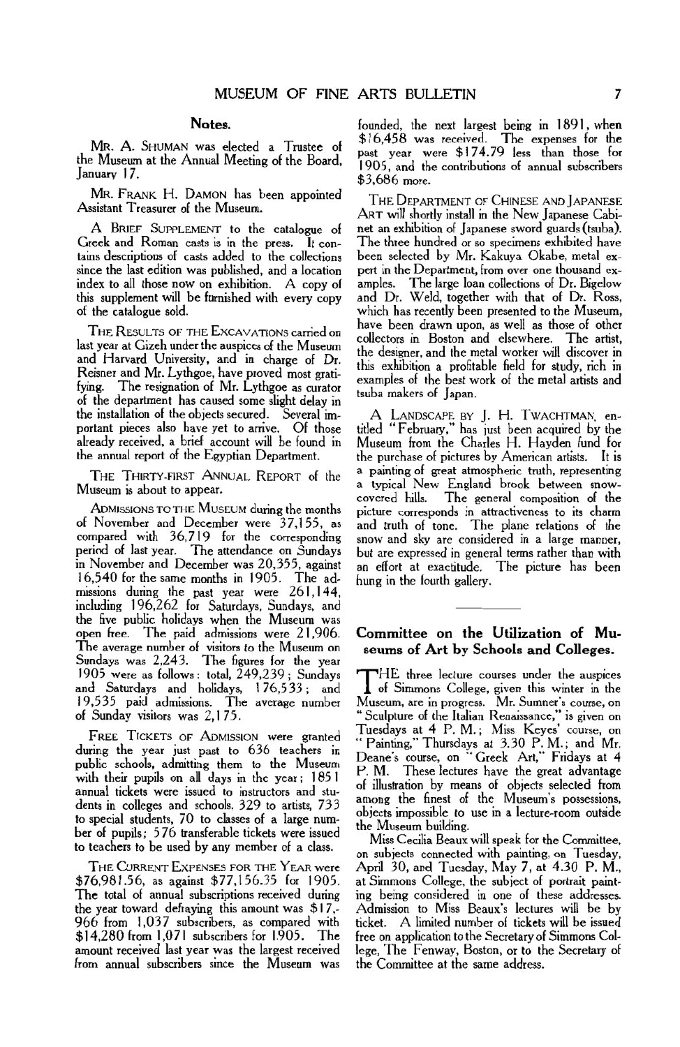## Notes.

MR. A. SHUMAN was elected a Trustee of the Museum at the Annual Meeting of the Board, January 17.

MR. FRANK H. DAMON has been appointed Assistant Treasurer of the Museum.

A BRIEF SUPPLEMENT to the catalogue of Greek and Roman casts is in the press. It contains descriptions of casts added to the collections since the last edition was published, and a location index to all those now on exhibition. A copy of this supplement will be furnished with every copy of the catalogue sold.

THE RESULTS OF THE EXCAVATIONS carried on last year at Gizeh under the auspices of the Museum and Harvard University, and in charge of Dr. Reisner and Mr. Lythgoe, have proved most gratifying. The resignation of Mr. Lythgoe as curator of the department has caused some slight delay in the installation of the objects secured. Several important pieces also have yet to arrive. Of those already received, a brief account will be found in the annual report of the Egyptian Department.

THE THIRTY-FIRST ANNUAL REPORT of the Museum is about to appear.

ADMISSIONS TO THE MUSEUM during the months of November and December were 37,155, as compared with 36,719 for the corresponding period of last year. The attendance on Sundays in November and December was 20,355, against 16,540 for the same months in 1905. The admissions during the past year were 261,144, including 196,262 for Saturdays, Sundays, and the five public holidays when the Museum was open free. The paid admissions were 21,906. The average number of visitors to the Museum on Sundays was 2,243. The figures for the year 1905 were as follows: total, 249,239; Sundays and Saturdays and holidays, 176,533; and 19,535 paid admissions. The average number of Sunday visitors was 2,175.

FREE TICKETS OF ADMISSION were granted during the year just past to 636 teachers in public schools, admitting them to the Museum with their pupils on all days in the year; 1851 annual tickets were issued to instructors and students in colleges and schools, 329 to artists, 733 to special students, 70 to classes of a large number of pupils; 576 transferable tickets were issued to teachers to be used by any member of a class.

THE CURRENT EXPENSES FOR THE YEAR were $76,981.56, as against $77,156.35 for 1905. The total of annual subscriptions received during the year toward defraying this amount was $17,966 from 1,037 subscribers, as compared with $14,280 from 1,071 subscribers for 1905. The amount received last year was the largest received from annual subscribers since the Museum was founded, the next largest being in 1891, when $16,458 was received. The expenses for the past year were $174.79 less than those for 1905, and the contributions of annual subscribers $3,686 more.

THE DEPARTMENT OF CHINESE AND JAPANESE ART will shortly install in the New Japanese Cabinet an exhibition of Japanese sword guards (tsuba). The three hundred or so specimens exhibited have been selected by Mr. Kakuya Okabe, metal expert in the Department, from over one thousand examples. The large loan collections of Dr. Bigelow and Dr. Weld, together with that of Dr. Ross, which has recently been presented to the Museum, have been drawn upon, as well as those of other collectors in Boston and elsewhere. The artist, the designer, and the metal worker will discover in this exhibition a profitable field for study, rich in examples of the best work of the metal artists and tsuba makers of Japan.

A LANDSCAPE BY J. H. TWACHTMAN, entitled "February," has just been acquired by the Museum from the Charles H. Hayden fund for the purchase of pictures by American artists. It is a painting of great atmospheric truth, representing a typical New England brook between snow-covered hills. The general composition of the picture corresponds in attractiveness to its charm and truth of tone. The plane relations of the snow and sky are considered in a large manner, but are expressed in general terms rather than with an effort at exactitude. The picture has been hung in the fourth gallery.

## Committee on the Utilization of Museums of Art by Schools and Colleges.

THE three lecture courses under the auspices of Simmons College, given this winter in the Museum, are in progress. Mr. Sumner's course, on "Sculpture of the Italian Renaissance," is given on Tuesdays at 4 P. M.; Miss Keyes' course, on "Painting," Thursdays at 3.30 P. M.; and Mr. Deane's course, on "Greek Art," Fridays at 4 P. M. These lectures have the great advantage of illustration by means of objects selected from among the finest of the Museum's possessions, objects impossible to use in a lecture-room outside the Museum building.

Miss Cecilia Beaux will speak for the Committee, on subjects connected with painting, on Tuesday, April 30, and Tuesday, May 7, at 4.30 P. M., at Simmons College, the subject of portrait painting being considered in one of these addresses. Admission to Miss Beaux's lectures will be by ticket. A limited number of tickets will be issued free on application to the Secretary of Simmons College, The Fenway, Boston, or to the Secretary of the Committee at the same address.